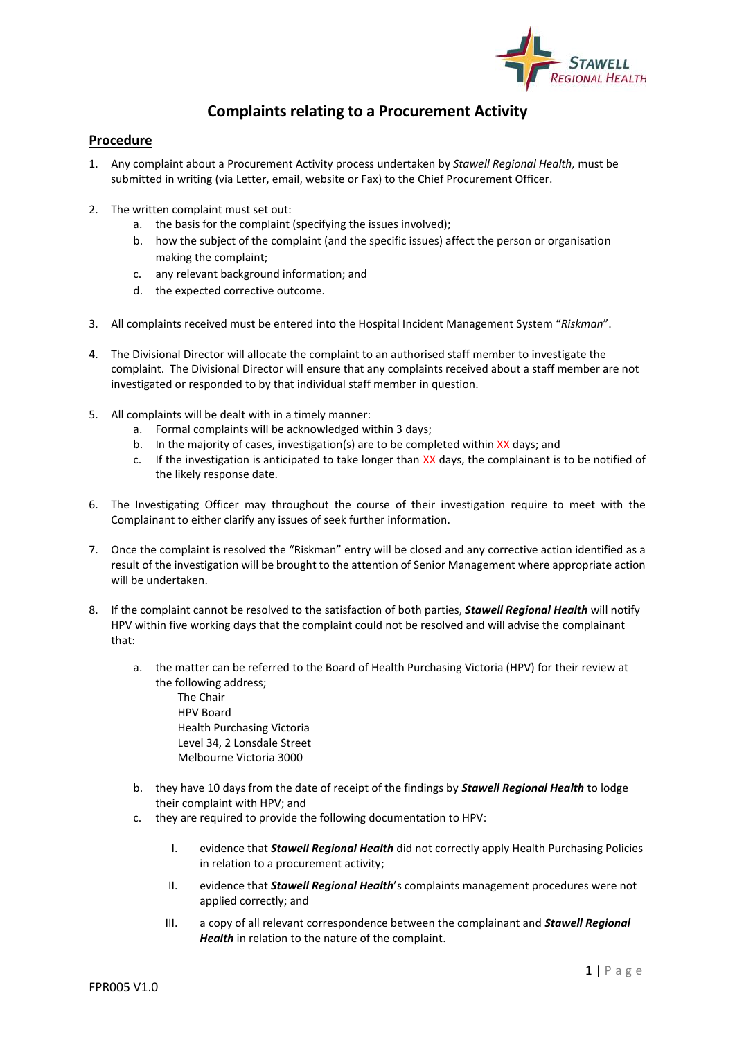# Complaints relating to a Procurement Activity

## Procedure

1. Any complaint about a Procurement Activity process undertaken by *Stawell Regional Health,* must be submitted in writing (via Letter, email, website or Fax) to the Chief Procurement Officer.

2. The written complaint must set out:
    a. the basis for the complaint (specifying the issues involved);
    b. how the subject of the complaint (and the specific issues) affect the person or organisation making the complaint;
    c. any relevant background information; and
    d. the expected corrective outcome.

3. All complaints received must be entered into the Hospital Incident Management System "*Riskman*".

4. The Divisional Director will allocate the complaint to an authorised staff member to investigate the complaint. The Divisional Director will ensure that any complaints received about a staff member are not investigated or responded to by that individual staff member in question.

5. All complaints will be dealt with in a timely manner:
    a. Formal complaints will be acknowledged within 3 days;
    b. In the majority of cases, investigation(s) are to be completed within XX days; and
    c. If the investigation is anticipated to take longer than XX days, the complainant is to be notified of the likely response date.

6. The Investigating Officer may throughout the course of their investigation require to meet with the Complainant to either clarify any issues of seek further information.

7. Once the complaint is resolved the "Riskman" entry will be closed and any corrective action identified as a result of the investigation will be brought to the attention of Senior Management where appropriate action will be undertaken.

8. If the complaint cannot be resolved to the satisfaction of both parties, ***Stawell Regional Health*** will notify HPV within five working days that the complaint could not be resolved and will advise the complainant that:

    a. the matter can be referred to the Board of Health Purchasing Victoria (HPV) for their review at the following address;
        The Chair
        HPV Board
        Health Purchasing Victoria
        Level 34, 2 Lonsdale Street
        Melbourne Victoria 3000

    b. they have 10 days from the date of receipt of the findings by ***Stawell Regional Health*** to lodge their complaint with HPV; and
    c. they are required to provide the following documentation to HPV:

        I. evidence that ***Stawell Regional Health*** did not correctly apply Health Purchasing Policies in relation to a procurement activity;

        II. evidence that ***Stawell Regional Health***'s complaints management procedures were not applied correctly; and

        III. a copy of all relevant correspondence between the complainant and ***Stawell Regional Health*** in relation to the nature of the complaint.

FPR005 V1.0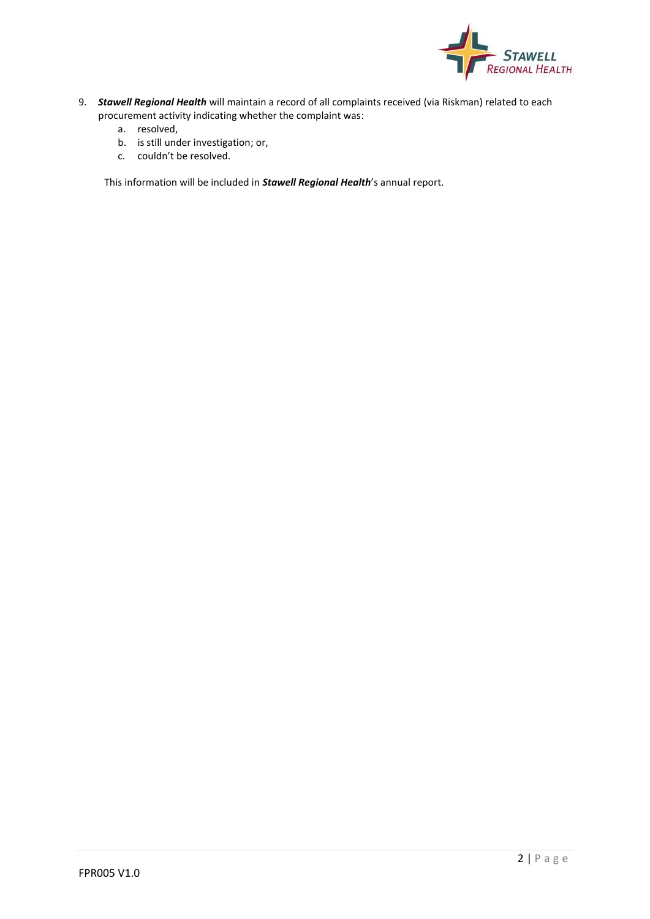9. ***Stawell Regional Health*** will maintain a record of all complaints received (via Riskman) related to each procurement activity indicating whether the complaint was:
    a. resolved,
    b. is still under investigation; or,
    c. couldn't be resolved.

    This information will be included in ***Stawell Regional Health***'s annual report.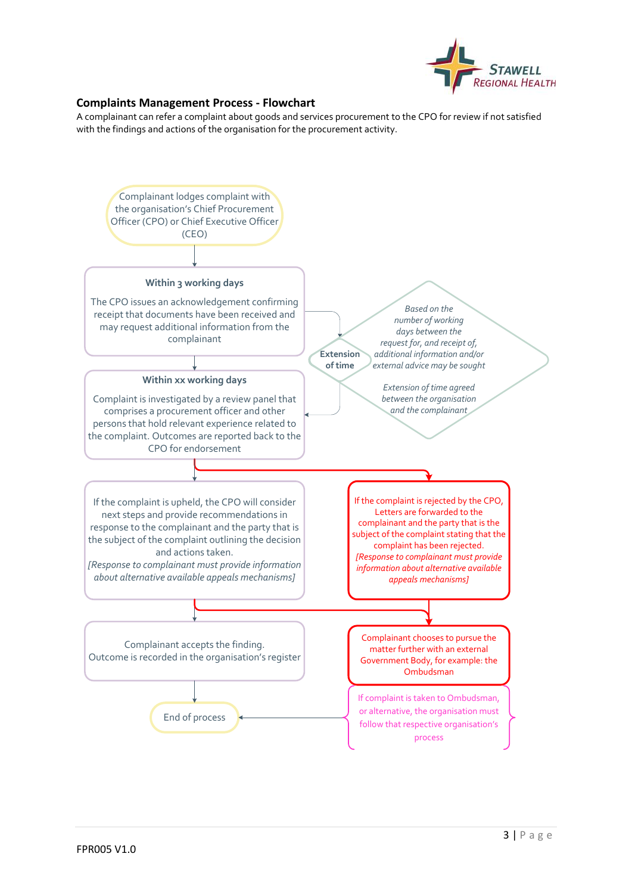## Complaints Management Process - Flowchart

A complainant can refer a complaint about goods and services procurement to the CPO for review if not satisfied with the findings and actions of the organisation for the procurement activity.

Complainant lodges complaint with the organisation's Chief Procurement Officer (CPO) or Chief Executive Officer (CEO)

**Within 3 working days**

The CPO issues an acknowledgement confirming receipt that documents have been received and may request additional information from the complainant

**Extension of time**

*Based on the number of working days between the request for, and receipt of, additional information and/or external advice may be sought*

*Extension of time agreed between the organisation and the complainant*

**Within xx working days**

Complaint is investigated by a review panel that comprises a procurement officer and other persons that hold relevant experience related to the complaint. Outcomes are reported back to the CPO for endorsement

If the complaint is upheld, the CPO will consider next steps and provide recommendations in response to the complainant and the party that is the subject of the complaint outlining the decision and actions taken.
*[Response to complainant must provide information about alternative available appeals mechanisms]*

If the complaint is rejected by the CPO, Letters are forwarded to the complainant and the party that is the subject of the complaint stating that the complaint has been rejected.
*[Response to complainant must provide information about alternative available appeals mechanisms]*

Complainant accepts the finding.
Outcome is recorded in the organisation's register

Complainant chooses to pursue the matter further with an external Government Body, for example: the Ombudsman

If complaint is taken to Ombudsman, or alternative, the organisation must follow that respective organisation's process

End of process

FPR005 V1.0